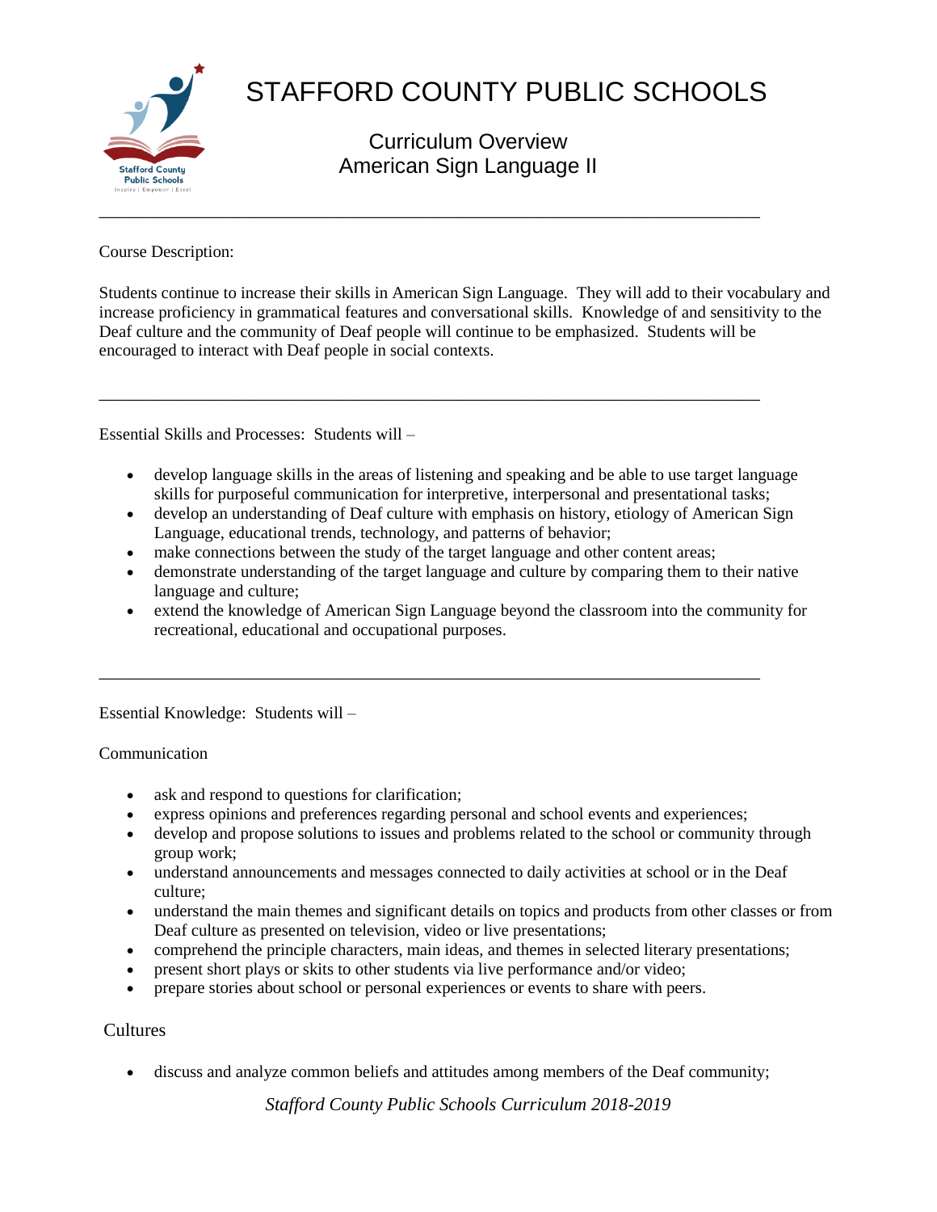# STAFFORD COUNTY PUBLIC SCHOOLS

## Curriculum Overview
## American Sign Language II

---

Course Description:

Students continue to increase their skills in American Sign Language. They will add to their vocabulary and increase proficiency in grammatical features and conversational skills. Knowledge of and sensitivity to the Deaf culture and the community of Deaf people will continue to be emphasized. Students will be encouraged to interact with Deaf people in social contexts.

---

Essential Skills and Processes: Students will –

- develop language skills in the areas of listening and speaking and be able to use target language skills for purposeful communication for interpretive, interpersonal and presentational tasks;
- develop an understanding of Deaf culture with emphasis on history, etiology of American Sign Language, educational trends, technology, and patterns of behavior;
- make connections between the study of the target language and other content areas;
- demonstrate understanding of the target language and culture by comparing them to their native language and culture;
- extend the knowledge of American Sign Language beyond the classroom into the community for recreational, educational and occupational purposes.

---

Essential Knowledge: Students will –

Communication

- ask and respond to questions for clarification;
- express opinions and preferences regarding personal and school events and experiences;
- develop and propose solutions to issues and problems related to the school or community through group work;
- understand announcements and messages connected to daily activities at school or in the Deaf culture;
- understand the main themes and significant details on topics and products from other classes or from Deaf culture as presented on television, video or live presentations;
- comprehend the principle characters, main ideas, and themes in selected literary presentations;
- present short plays or skits to other students via live performance and/or video;
- prepare stories about school or personal experiences or events to share with peers.

Cultures

- discuss and analyze common beliefs and attitudes among members of the Deaf community;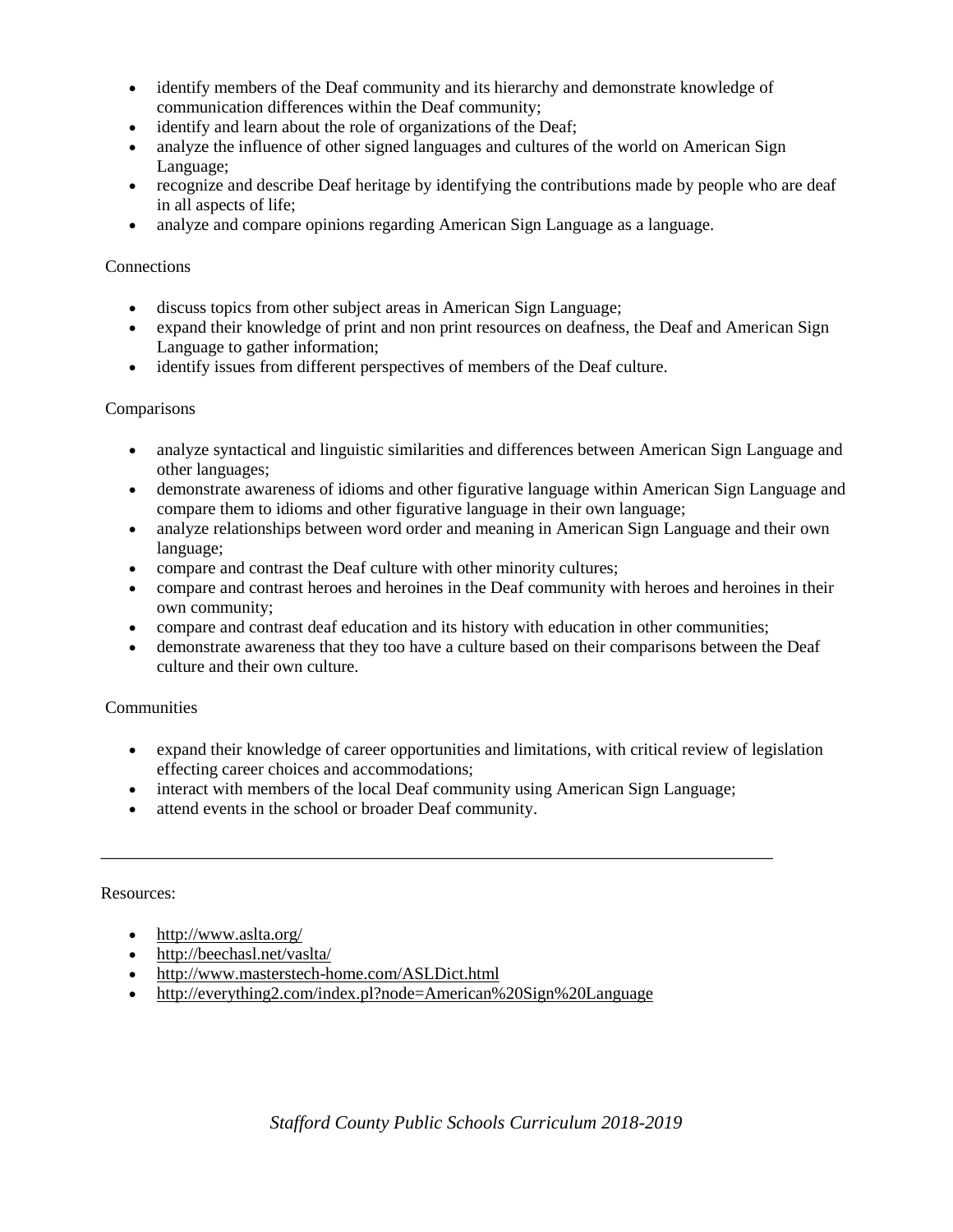- identify members of the Deaf community and its hierarchy and demonstrate knowledge of communication differences within the Deaf community;
- identify and learn about the role of organizations of the Deaf;
- analyze the influence of other signed languages and cultures of the world on American Sign Language;
- recognize and describe Deaf heritage by identifying the contributions made by people who are deaf in all aspects of life;
- analyze and compare opinions regarding American Sign Language as a language.

Connections

- discuss topics from other subject areas in American Sign Language;
- expand their knowledge of print and non print resources on deafness, the Deaf and American Sign Language to gather information;
- identify issues from different perspectives of members of the Deaf culture.

Comparisons

- analyze syntactical and linguistic similarities and differences between American Sign Language and other languages;
- demonstrate awareness of idioms and other figurative language within American Sign Language and compare them to idioms and other figurative language in their own language;
- analyze relationships between word order and meaning in American Sign Language and their own language;
- compare and contrast the Deaf culture with other minority cultures;
- compare and contrast heroes and heroines in the Deaf community with heroes and heroines in their own community;
- compare and contrast deaf education and its history with education in other communities;
- demonstrate awareness that they too have a culture based on their comparisons between the Deaf culture and their own culture.

Communities

- expand their knowledge of career opportunities and limitations, with critical review of legislation effecting career choices and accommodations;
- interact with members of the local Deaf community using American Sign Language;
- attend events in the school or broader Deaf community.

---

Resources:

- http://www.aslta.org/
- http://beechasl.net/vaslta/
- http://www.masterstech-home.com/ASLDict.html
- http://everything2.com/index.pl?node=American%20Sign%20Language